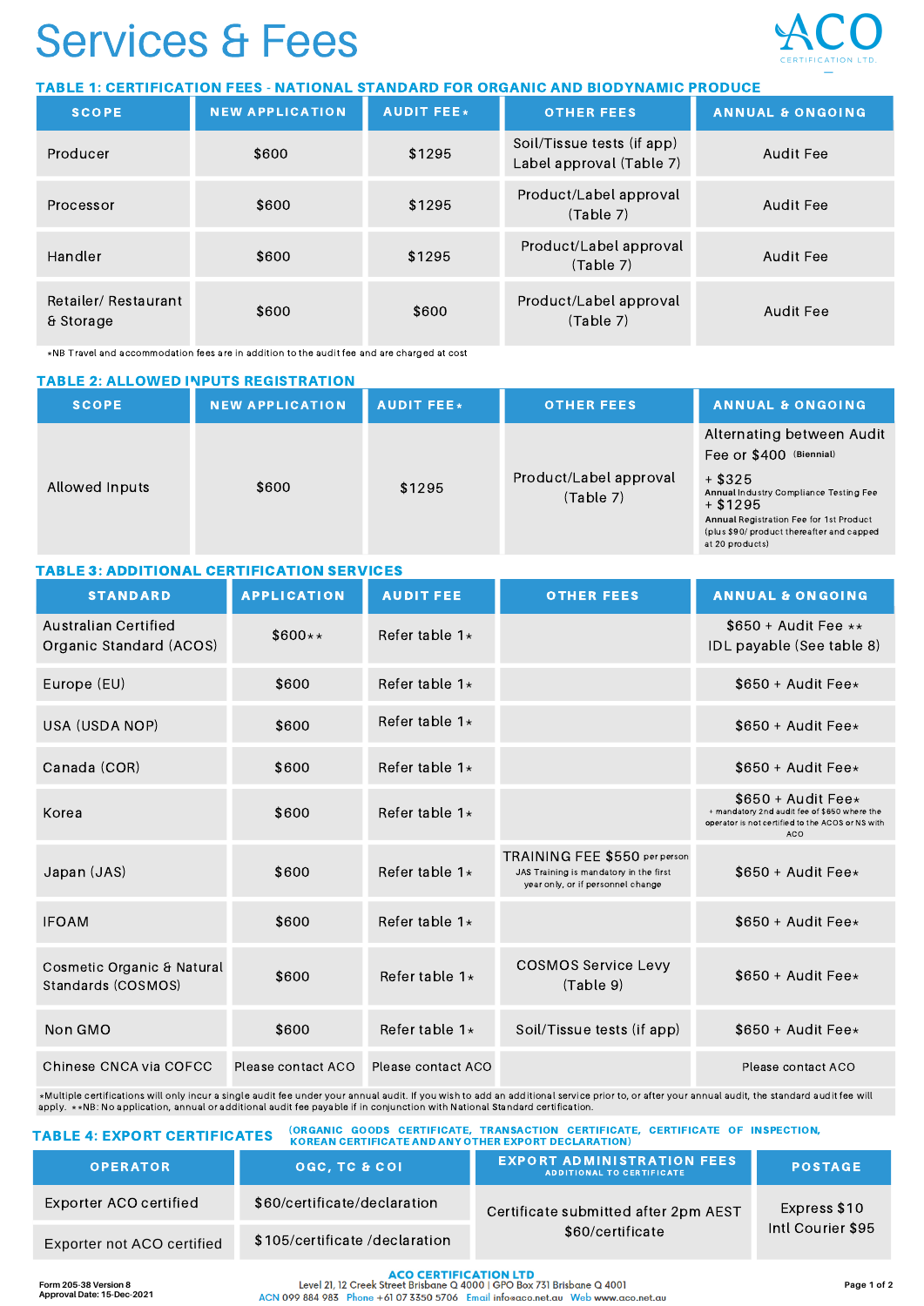# Services & Fees

ACO CERTIFICATION LTD.

**TABLE 1: CERTIFICATION FEES - NATIONAL STANDARD FOR ORGANIC AND BIODYNAMIC PRODUCE**

| SCOPE | NEW APPLICATION | AUDIT FEE* | OTHER FEES | ANNUAL & ONGOING |
|---|---|---|---|---|
| Producer | $600 | $1295 | Soil/Tissue tests (if app) Label approval (Table 7) | Audit Fee |
| Processor | $600 | $1295 | Product/Label approval (Table 7) | Audit Fee |
| Handler | $600 | $1295 | Product/Label approval (Table 7) | Audit Fee |
| Retailer/ Restaurant & Storage | $600 | $600 | Product/Label approval (Table 7) | Audit Fee |

*NB Travel and accommodation fees are in addition to the audit fee and are charged at cost

**TABLE 2: ALLOWED INPUTS REGISTRATION**

| SCOPE | NEW APPLICATION | AUDIT FEE* | OTHER FEES | ANNUAL & ONGOING |
|---|---|---|---|---|
| Allowed Inputs | $600 | $1295 | Product/Label approval (Table 7) | Alternating between Audit Fee or $400 (Biennial) + $325 **Annual** Industry Compliance Testing Fee + $1295 **Annual** Registration Fee for 1st Product (plus $90/ product thereafter and capped at 20 products) |

**TABLE 3: ADDITIONAL CERTIFICATION SERVICES**

| STANDARD | APPLICATION | AUDIT FEE | OTHER FEES | ANNUAL & ONGOING |
|---|---|---|---|---|
| Australian Certified Organic Standard (ACOS) | $600** | Refer table 1* | | $650 + Audit Fee ** IDL payable (See table 8) |
| Europe (EU) | $600 | Refer table 1* | | $650 + Audit Fee* |
| USA (USDA NOP) | $600 | Refer table 1* | | $650 + Audit Fee* |
| Canada (COR) | $600 | Refer table 1* | | $650 + Audit Fee* |
| Korea | $600 | Refer table 1* | | $650 + Audit Fee* + mandatory 2nd audit fee of $650 where the operator is not certified to the ACOS or NS with ACO |
| Japan (JAS) | $600 | Refer table 1* | TRAINING FEE $550 per person JAS Training is mandatory in the first year only, or if personnel change | $650 + Audit Fee* |
| IFOAM | $600 | Refer table 1* | | $650 + Audit Fee* |
| Cosmetic Organic & Natural Standards (COSMOS) | $600 | Refer table 1* | COSMOS Service Levy (Table 9) | $650 + Audit Fee* |
| Non GMO | $600 | Refer table 1* | Soil/Tissue tests (if app) | $650 + Audit Fee* |
| Chinese CNCA via COFCC | Please contact ACO | Please contact ACO | | Please contact ACO |

*Multiple certifications will only incur a single audit fee under your annual audit. If you wish to add an additional service prior to, or after your annual audit, the standard audit fee will apply. **NB: No application, annual or additional audit fee payable if in conjunction with National Standard certification.

**TABLE 4: EXPORT CERTIFICATES** (ORGANIC GOODS CERTIFICATE, TRANSACTION CERTIFICATE, CERTIFICATE OF INSPECTION, KOREAN CERTIFICATE AND ANY OTHER EXPORT DECLARATION)

| OPERATOR | OGC, TC & COI | EXPORT ADMINISTRATION FEES (ADDITIONAL TO CERTIFICATE) | POSTAGE |
|---|---|---|---|
| Exporter ACO certified | $60/certificate/declaration | Certificate submitted after 2pm AEST $60/certificate | Express $10 Intl Courier $95 |
| Exporter not ACO certified | $105/certificate /declaration | | |

Form 205-38 Version 8
Approval Date: 15-Dec-2021

**ACO CERTIFICATION LTD**
Level 21, 12 Creek Street Brisbane Q 4000 | GPO Box 731 Brisbane Q 4001
ACN 099 884 983 Phone +61 07 3350 5706 Email info@aco.net.au Web www.aco.net.au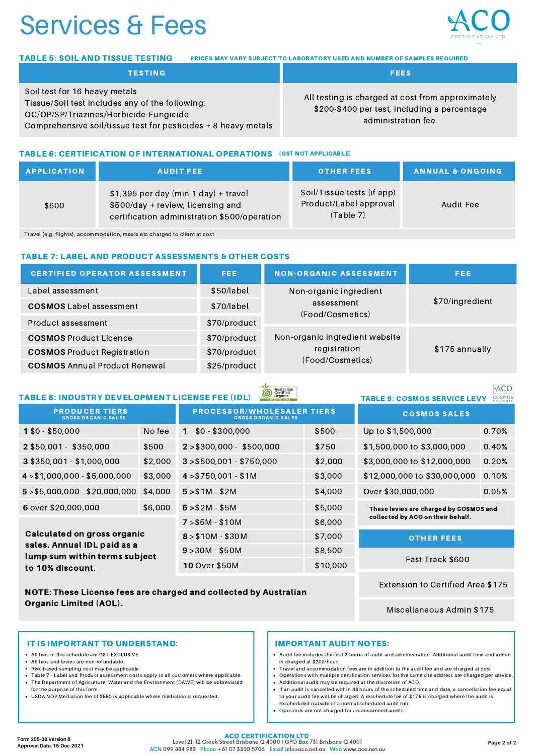# Services & Fees

### TABLE 5: SOIL AND TISSUE TESTING

PRICES MAY VARY SUBJECT TO LABORATORY USED AND NUMBER OF SAMPLES REQUIRED

| TESTING | FEES |
|---|---|
| Soil test for 16 heavy metals<br>Tissue/Soil test includes any of the following: OC/OP/SP/Triazines/Herbicide-Fungicide<br>Comprehensive soil/tissue test for pesticides + 8 heavy metals | All testing is charged at cost from approximately $200-$400 per test, including a percentage administration fee. |

### TABLE 6: CERTIFICATION OF INTERNATIONAL OPERATIONS (GST NOT APPLICABLE)

| APPLICATION | AUDIT FEE | OTHER FEES | ANNUAL & ONGOING |
|---|---|---|---|
| $600 | $1,395 per day (min 1 day) + travel<br>$500/day + review, licensing and certification administration $500/operation | Soil/Tissue tests (if app)<br>Product/Label approval (Table 7) | Audit Fee |

Travel (e.g. flights), accommodation, meals etc charged to client at cost

### TABLE 7: LABEL AND PRODUCT ASSESSMENTS & OTHER COSTS

| CERTIFIED OPERATOR ASSESSMENT | FEE |
|---|---|
| Label assessment | $50/label |
| **COSMOS** Label assessment | $70/label |
| Product assessment | $70/product |
| **COSMOS** Product Licence | $70/product |
| **COSMOS** Product Registration | $70/product |
| **COSMOS** Annual Product Renewal | $25/product |

| NON-ORGANIC ASSESSMENT | FEE |
|---|---|
| Non-organic ingredient assessment (Food/Cosmetics) | $70/ingredient |
| Non-organic ingredient website registration (Food/Cosmetics) | $175 annually |

### TABLE 8: INDUSTRY DEVELOPMENT LICENSE FEE (IDL)

| PRODUCER TIERS (GROSS ORGANIC SALES) | |
|---|---|
| 1 $0 - $50,000 | No fee |
| 2 $50,001 - $350,000 | $500 |
| 3 $350,001 - $1,000,000 | $2,000 |
| 4 >$1,000,000 - $5,000,000 | $3,000 |
| 5 >$5,000,000 - $20,000,000 | $4,000 |
| 6 over $20,000,000 | $6,000 |

| PROCESSOR/WHOLESALER TIERS (GROSS ORGANIC SALES) | |
|---|---|
| 1 $0 - $300,000 | $500 |
| 2 >$300,000 - $500,000 | $750 |
| 3 >$500,001 - $750,000 | $2,000 |
| 4 >$750,001 - $1M | $3,000 |
| 5 >$1M - $2M | $4,000 |
| 6 >$2M - $5M | $5,000 |
| 7 >$5M - $10M | $6,000 |
| 8 >$10M - $30M | $7,000 |
| 9 >30M - $50M | $8,500 |
| 10 Over $50M | $10,000 |

**Calculated on gross organic sales. Annual IDL paid as a lump sum within terms subject to 10% discount.**

**NOTE: These License fees are charged and collected by Australian Organic Limited (AOL).**

### TABLE 9: COSMOS SERVICE LEVY

| COSMOS SALES | |
|---|---|
| Up to $1,500,000 | 0.70% |
| $1,500,000 to $3,000,000 | 0.40% |
| $3,000,000 to $12,000,000 | 0.20% |
| $12,000,000 to $30,000,000 | 0.10% |
| Over $30,000,000 | 0.05% |

**These levies are charged by COSMOS and collected by ACO on their behalf.**

| OTHER FEES |
|---|
| Fast Track $600 |
| Extension to Certified Area $175 |
| Miscellaneous Admin $175 |

### IT IS IMPORTANT TO UNDERSTAND:

- All fees in this schedule are GST EXCLUSIVE.
- All fees and levies are non-refundable.
- Risk-based sampling cost may be applicable
- Table 7 - Label and Product assessment costs apply to all customers where applicable.
- The Department of Agriculture, Water and the Environment (DAWE) will be abbreviated for the purpose of this form.
- USDA NOP Mediation fee of $550 is applicable where mediation is requested.

### IMPORTANT AUDIT NOTES:

- Audit fee includes the first 3 hours of audit and administration. Additional audit time and admin is charged at $200/hour.
- Travel and accommodation fees are in addition to the audit fee and are charged at cost
- Operations with multiple certification services for the same site address are charged per service.
- Additional audit may be required at the discretion of ACO.
- If an audit is cancelled within 48 hours of the scheduled time and date, a cancellation fee equal to your audit fee will be charged. A reschedule fee of $175 is charged where the audit is rescheduled outside of a normal scheduled audit run.
- Operators are not charged for unannounced audits.

Form 205-38 Version 8
Approval Date: 15-Dec-2021

**ACO CERTIFICATION LTD**
Level 21, 12 Creek Street Brisbane Q 4000 | GPO Box 731 Brisbane Q 4001
ACN 099 884 983 Phone +61 07 3350 5706 Email info@aco.net.au Web www.aco.net.au